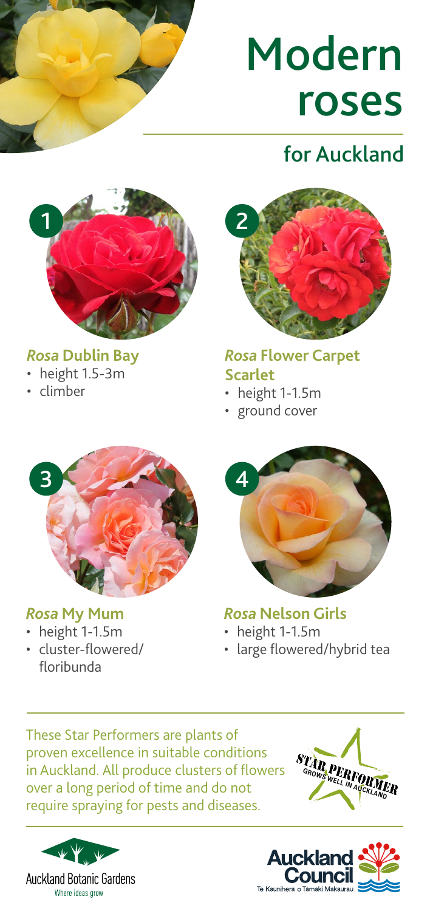# Modern roses

## for Auckland

1

### *Rosa* Dublin Bay

- height 1.5-3m
- climber

2

### *Rosa* Flower Carpet Scarlet

- height 1-1.5m
- ground cover

3

### *Rosa* My Mum

- height 1-1.5m
- cluster-flowered/ floribunda

4

### *Rosa* Nelson Girls

- height 1-1.5m
- large flowered/hybrid tea

These Star Performers are plants of proven excellence in suitable conditions in Auckland. All produce clusters of flowers over a long period of time and do not require spraying for pests and diseases.

STAR PERFORMER GROWS WELL IN AUCKLAND

Auckland Botanic Gardens
Where ideas grow

Auckland Council
Te Kaunihera o Tāmaki Makaurau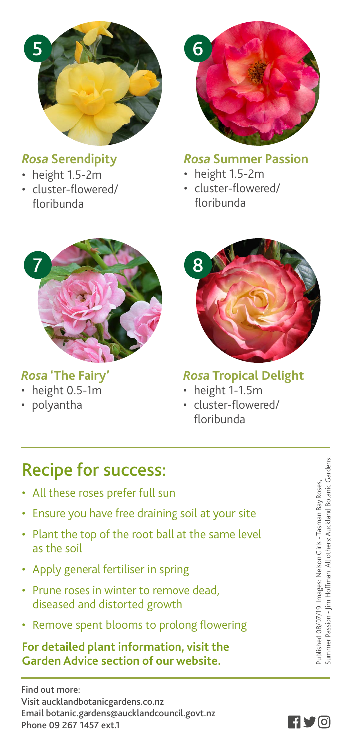5

### *Rosa* Serendipity

- height 1.5-2m
- cluster-flowered/ floribunda

6

### *Rosa* Summer Passion

- height 1.5-2m
- cluster-flowered/ floribunda

7

### *Rosa* 'The Fairy'

- height 0.5-1m
- polyantha

8

### *Rosa* Tropical Delight

- height 1-1.5m
- cluster-flowered/ floribunda

## Recipe for success:

- All these roses prefer full sun
- Ensure you have free draining soil at your site
- Plant the top of the root ball at the same level as the soil
- Apply general fertiliser in spring
- Prune roses in winter to remove dead, diseased and distorted growth
- Remove spent blooms to prolong flowering

**For detailed plant information, visit the Garden Advice section of our website.**

Published 08/07/19. Images: Nelson Girls - Tasman Bay Roses, Summer Passion - Jim Hoffman. All others: Auckland Botanic Gardens.

Find out more:
Visit aucklandbotanicgardens.co.nz
Email botanic.gardens@aucklandcouncil.govt.nz
Phone 09 267 1457 ext.1